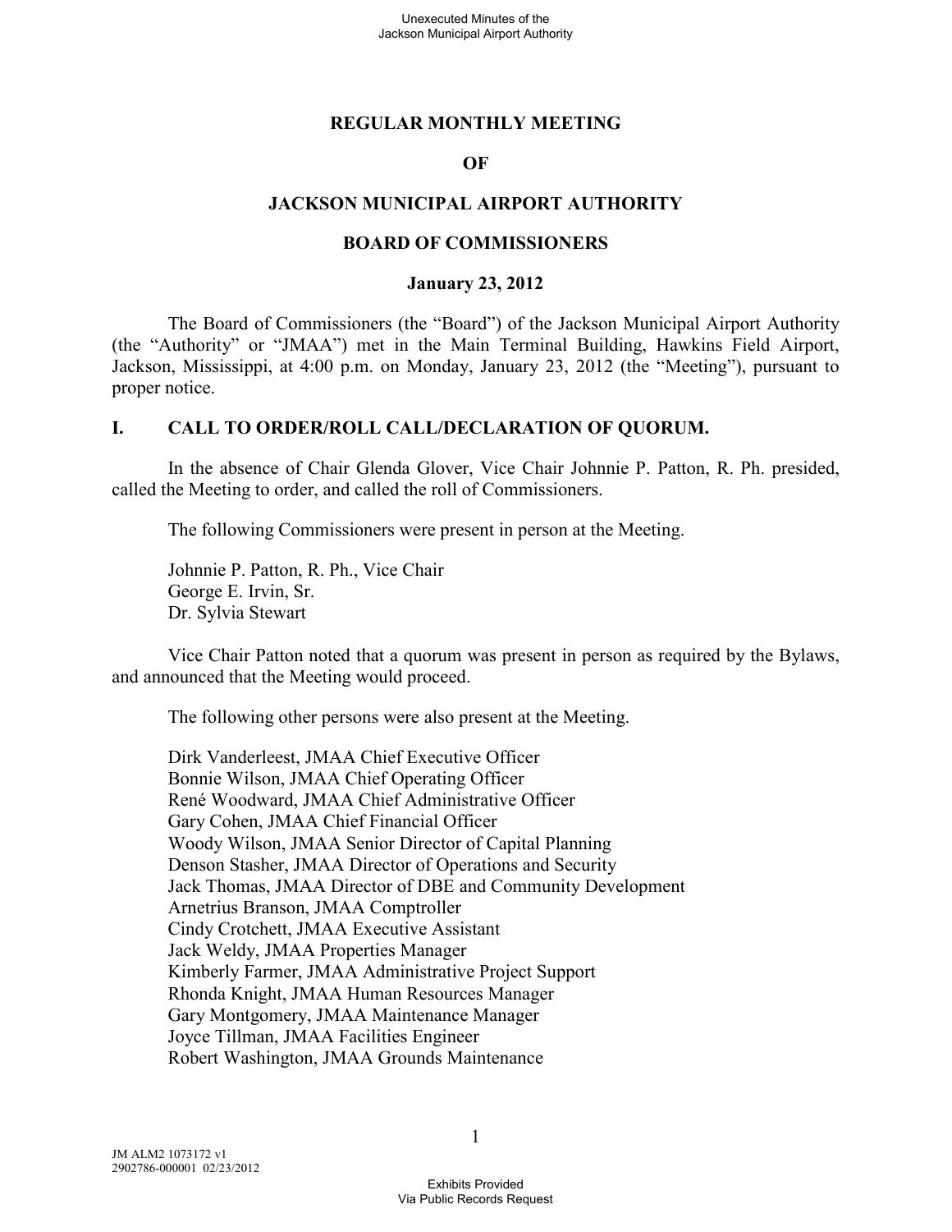**REGULAR MONTHLY MEETING**

**OF**

**JACKSON MUNICIPAL AIRPORT AUTHORITY**

**BOARD OF COMMISSIONERS**

**January 23, 2012**

The Board of Commissioners (the "Board") of the Jackson Municipal Airport Authority (the "Authority" or "JMAA") met in the Main Terminal Building, Hawkins Field Airport, Jackson, Mississippi, at 4:00 p.m. on Monday, January 23, 2012 (the "Meeting"), pursuant to proper notice.

## I. CALL TO ORDER/ROLL CALL/DECLARATION OF QUORUM.

In the absence of Chair Glenda Glover, Vice Chair Johnnie P. Patton, R. Ph. presided, called the Meeting to order, and called the roll of Commissioners.

The following Commissioners were present in person at the Meeting.

Johnnie P. Patton, R. Ph., Vice Chair
George E. Irvin, Sr.
Dr. Sylvia Stewart

Vice Chair Patton noted that a quorum was present in person as required by the Bylaws, and announced that the Meeting would proceed.

The following other persons were also present at the Meeting.

Dirk Vanderleest, JMAA Chief Executive Officer
Bonnie Wilson, JMAA Chief Operating Officer
René Woodward, JMAA Chief Administrative Officer
Gary Cohen, JMAA Chief Financial Officer
Woody Wilson, JMAA Senior Director of Capital Planning
Denson Stasher, JMAA Director of Operations and Security
Jack Thomas, JMAA Director of DBE and Community Development
Arnetrius Branson, JMAA Comptroller
Cindy Crotchett, JMAA Executive Assistant
Jack Weldy, JMAA Properties Manager
Kimberly Farmer, JMAA Administrative Project Support
Rhonda Knight, JMAA Human Resources Manager
Gary Montgomery, JMAA Maintenance Manager
Joyce Tillman, JMAA Facilities Engineer
Robert Washington, JMAA Grounds Maintenance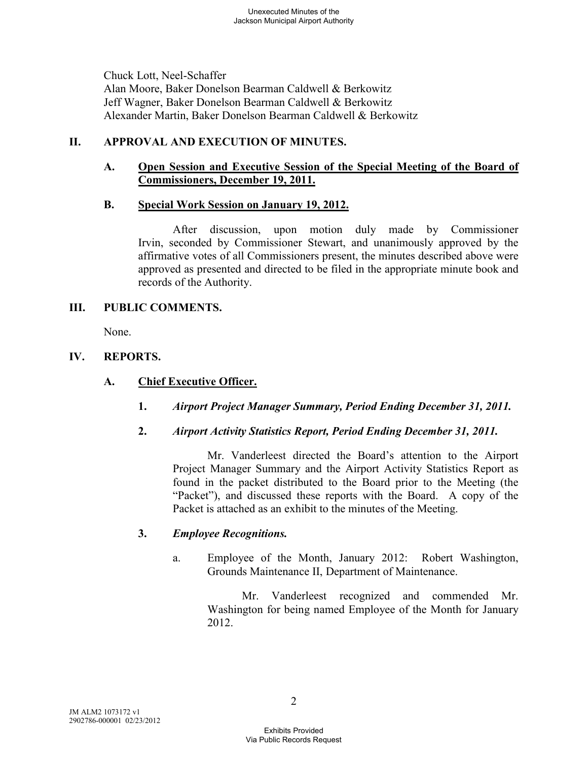Chuck Lott, Neel-Schaffer
Alan Moore, Baker Donelson Bearman Caldwell & Berkowitz
Jeff Wagner, Baker Donelson Bearman Caldwell & Berkowitz
Alexander Martin, Baker Donelson Bearman Caldwell & Berkowitz

## II. APPROVAL AND EXECUTION OF MINUTES.

### A. Open Session and Executive Session of the Special Meeting of the Board of Commissioners, December 19, 2011.

### B. Special Work Session on January 19, 2012.

After discussion, upon motion duly made by Commissioner Irvin, seconded by Commissioner Stewart, and unanimously approved by the affirmative votes of all Commissioners present, the minutes described above were approved as presented and directed to be filed in the appropriate minute book and records of the Authority.

## III. PUBLIC COMMENTS.

None.

## IV. REPORTS.

### A. Chief Executive Officer.

**1.** ***Airport Project Manager Summary, Period Ending December 31, 2011.***

**2.** ***Airport Activity Statistics Report, Period Ending December 31, 2011.***

Mr. Vanderleest directed the Board's attention to the Airport Project Manager Summary and the Airport Activity Statistics Report as found in the packet distributed to the Board prior to the Meeting (the "Packet"), and discussed these reports with the Board. A copy of the Packet is attached as an exhibit to the minutes of the Meeting.

**3.** ***Employee Recognitions.***

a. Employee of the Month, January 2012: Robert Washington, Grounds Maintenance II, Department of Maintenance.

Mr. Vanderleest recognized and commended Mr. Washington for being named Employee of the Month for January 2012.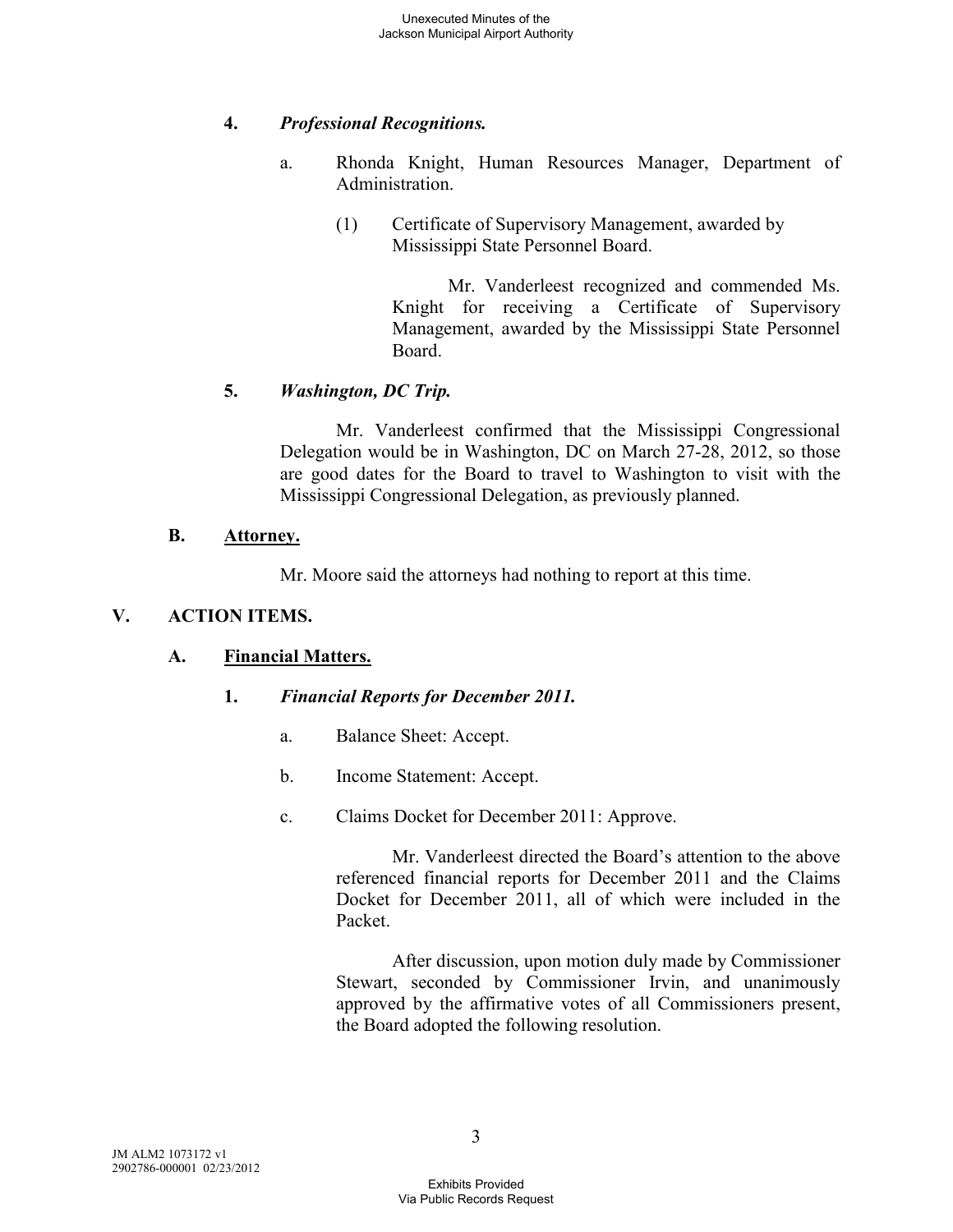**4.** ***Professional Recognitions.***

a. Rhonda Knight, Human Resources Manager, Department of Administration.

(1) Certificate of Supervisory Management, awarded by Mississippi State Personnel Board.

Mr. Vanderleest recognized and commended Ms. Knight for receiving a Certificate of Supervisory Management, awarded by the Mississippi State Personnel Board.

**5.** ***Washington, DC Trip.***

Mr. Vanderleest confirmed that the Mississippi Congressional Delegation would be in Washington, DC on March 27-28, 2012, so those are good dates for the Board to travel to Washington to visit with the Mississippi Congressional Delegation, as previously planned.

**B.** **Attorney.**

Mr. Moore said the attorneys had nothing to report at this time.

## V. ACTION ITEMS.

**A.** **Financial Matters.**

**1.** ***Financial Reports for December 2011.***

a. Balance Sheet: Accept.

b. Income Statement: Accept.

c. Claims Docket for December 2011: Approve.

Mr. Vanderleest directed the Board's attention to the above referenced financial reports for December 2011 and the Claims Docket for December 2011, all of which were included in the Packet.

After discussion, upon motion duly made by Commissioner Stewart, seconded by Commissioner Irvin, and unanimously approved by the affirmative votes of all Commissioners present, the Board adopted the following resolution.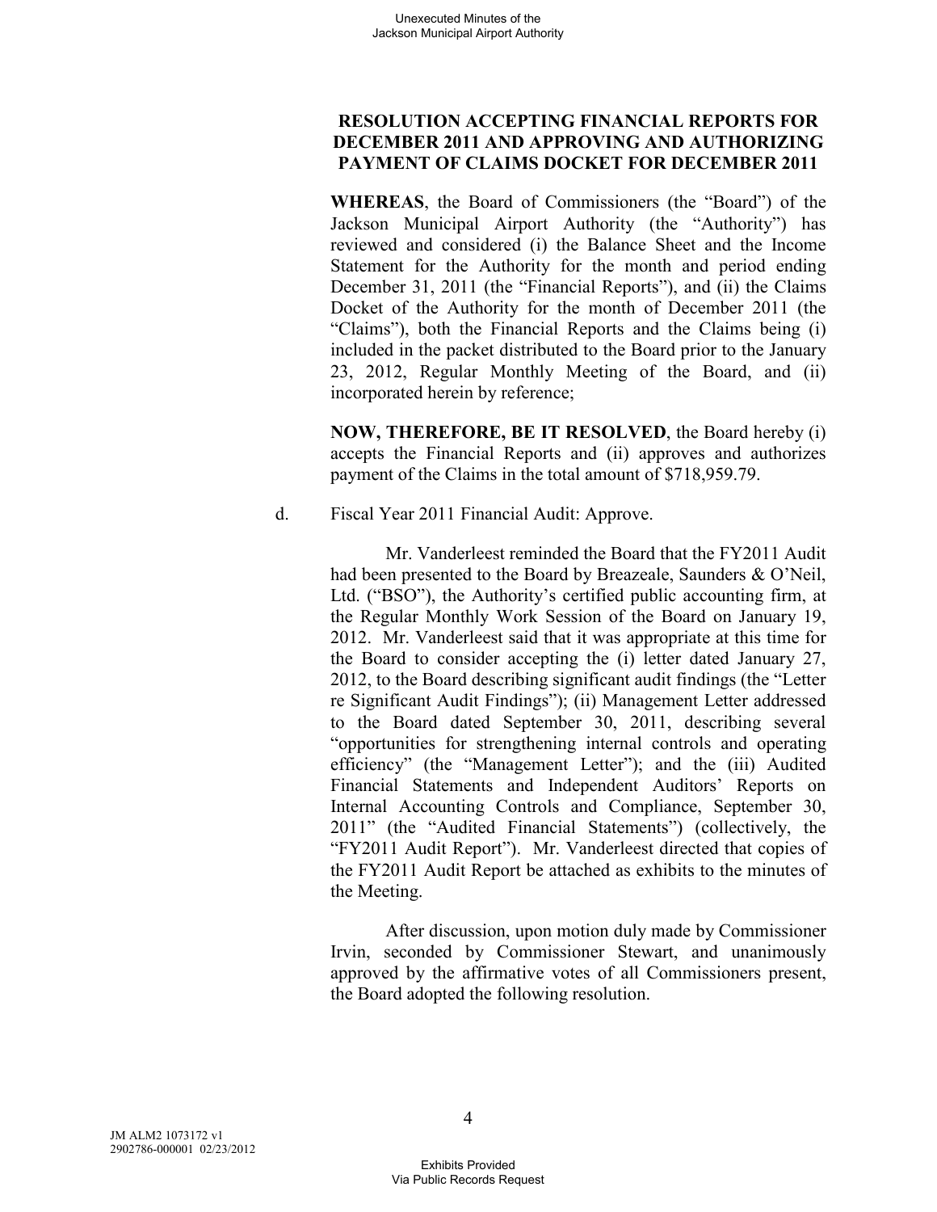**RESOLUTION ACCEPTING FINANCIAL REPORTS FOR DECEMBER 2011 AND APPROVING AND AUTHORIZING PAYMENT OF CLAIMS DOCKET FOR DECEMBER 2011**

**WHEREAS**, the Board of Commissioners (the "Board") of the Jackson Municipal Airport Authority (the "Authority") has reviewed and considered (i) the Balance Sheet and the Income Statement for the Authority for the month and period ending December 31, 2011 (the "Financial Reports"), and (ii) the Claims Docket of the Authority for the month of December 2011 (the "Claims"), both the Financial Reports and the Claims being (i) included in the packet distributed to the Board prior to the January 23, 2012, Regular Monthly Meeting of the Board, and (ii) incorporated herein by reference;

**NOW, THEREFORE, BE IT RESOLVED**, the Board hereby (i) accepts the Financial Reports and (ii) approves and authorizes payment of the Claims in the total amount of $718,959.79.

d. Fiscal Year 2011 Financial Audit: Approve.

Mr. Vanderleest reminded the Board that the FY2011 Audit had been presented to the Board by Breazeale, Saunders & O'Neil, Ltd. ("BSO"), the Authority's certified public accounting firm, at the Regular Monthly Work Session of the Board on January 19, 2012. Mr. Vanderleest said that it was appropriate at this time for the Board to consider accepting the (i) letter dated January 27, 2012, to the Board describing significant audit findings (the "Letter re Significant Audit Findings"); (ii) Management Letter addressed to the Board dated September 30, 2011, describing several "opportunities for strengthening internal controls and operating efficiency" (the "Management Letter"); and the (iii) Audited Financial Statements and Independent Auditors' Reports on Internal Accounting Controls and Compliance, September 30, 2011" (the "Audited Financial Statements") (collectively, the "FY2011 Audit Report"). Mr. Vanderleest directed that copies of the FY2011 Audit Report be attached as exhibits to the minutes of the Meeting.

After discussion, upon motion duly made by Commissioner Irvin, seconded by Commissioner Stewart, and unanimously approved by the affirmative votes of all Commissioners present, the Board adopted the following resolution.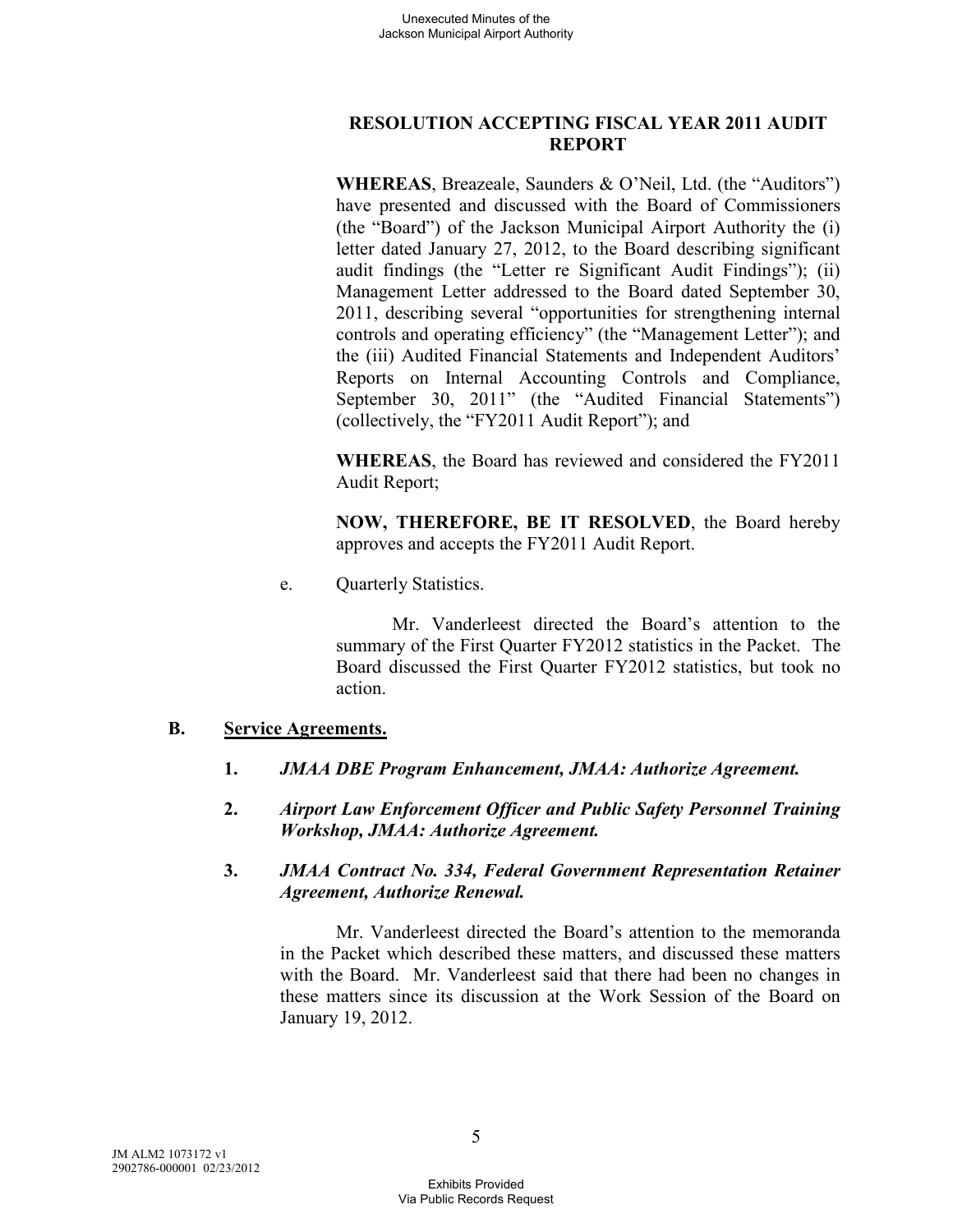**RESOLUTION ACCEPTING FISCAL YEAR 2011 AUDIT REPORT**

**WHEREAS**, Breazeale, Saunders & O'Neil, Ltd. (the "Auditors") have presented and discussed with the Board of Commissioners (the "Board") of the Jackson Municipal Airport Authority the (i) letter dated January 27, 2012, to the Board describing significant audit findings (the "Letter re Significant Audit Findings"); (ii) Management Letter addressed to the Board dated September 30, 2011, describing several "opportunities for strengthening internal controls and operating efficiency" (the "Management Letter"); and the (iii) Audited Financial Statements and Independent Auditors' Reports on Internal Accounting Controls and Compliance, September 30, 2011" (the "Audited Financial Statements") (collectively, the "FY2011 Audit Report"); and

**WHEREAS**, the Board has reviewed and considered the FY2011 Audit Report;

**NOW, THEREFORE, BE IT RESOLVED**, the Board hereby approves and accepts the FY2011 Audit Report.

e. Quarterly Statistics.

Mr. Vanderleest directed the Board's attention to the summary of the First Quarter FY2012 statistics in the Packet. The Board discussed the First Quarter FY2012 statistics, but took no action.

**B. Service Agreements.**

1. ***JMAA DBE Program Enhancement, JMAA: Authorize Agreement.***

2. ***Airport Law Enforcement Officer and Public Safety Personnel Training Workshop, JMAA: Authorize Agreement.***

3. ***JMAA Contract No. 334, Federal Government Representation Retainer Agreement, Authorize Renewal.***

Mr. Vanderleest directed the Board's attention to the memoranda in the Packet which described these matters, and discussed these matters with the Board. Mr. Vanderleest said that there had been no changes in these matters since its discussion at the Work Session of the Board on January 19, 2012.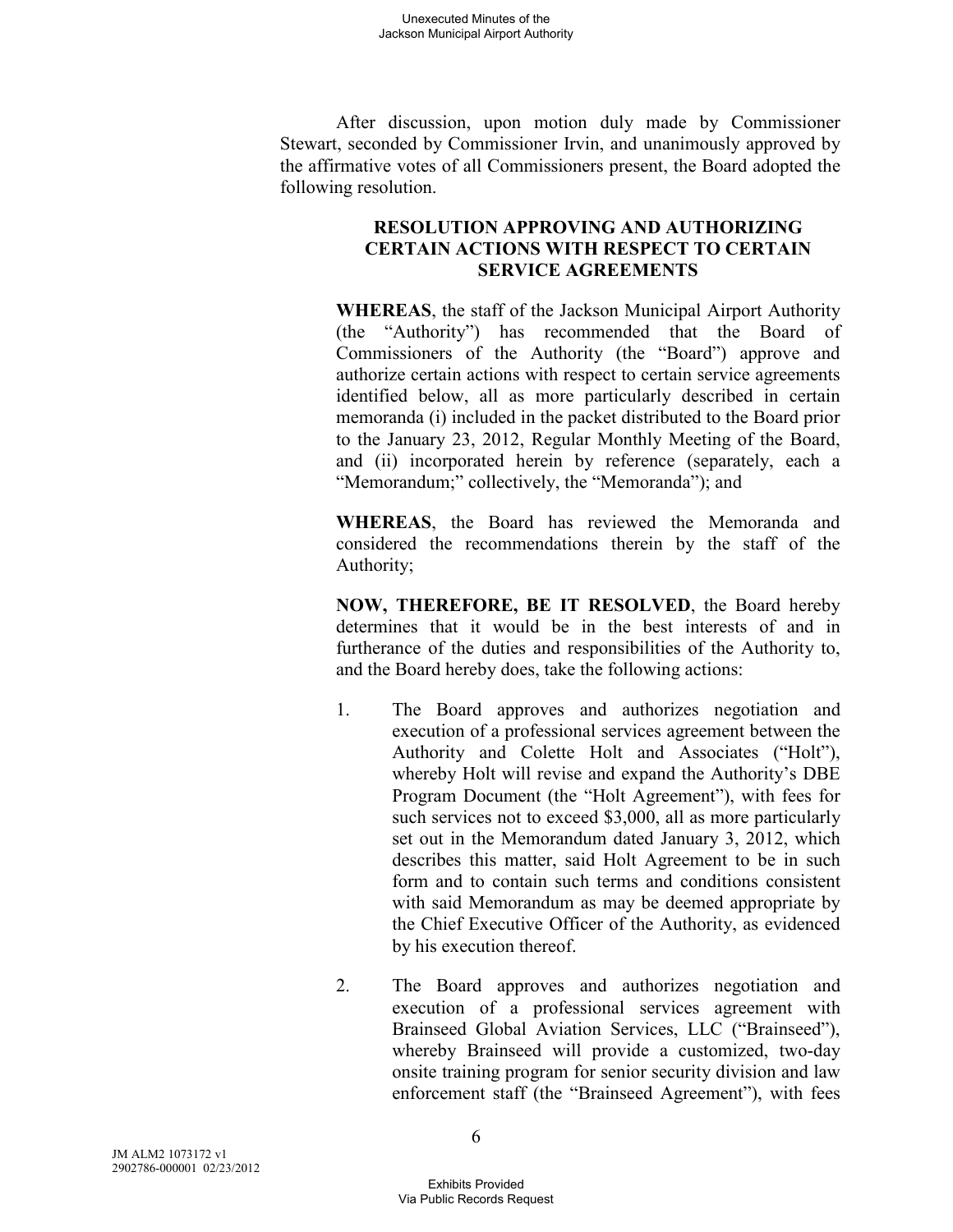After discussion, upon motion duly made by Commissioner Stewart, seconded by Commissioner Irvin, and unanimously approved by the affirmative votes of all Commissioners present, the Board adopted the following resolution.

**RESOLUTION APPROVING AND AUTHORIZING CERTAIN ACTIONS WITH RESPECT TO CERTAIN SERVICE AGREEMENTS**

**WHEREAS**, the staff of the Jackson Municipal Airport Authority (the "Authority") has recommended that the Board of Commissioners of the Authority (the "Board") approve and authorize certain actions with respect to certain service agreements identified below, all as more particularly described in certain memoranda (i) included in the packet distributed to the Board prior to the January 23, 2012, Regular Monthly Meeting of the Board, and (ii) incorporated herein by reference (separately, each a "Memorandum;" collectively, the "Memoranda"); and

**WHEREAS**, the Board has reviewed the Memoranda and considered the recommendations therein by the staff of the Authority;

**NOW, THEREFORE, BE IT RESOLVED**, the Board hereby determines that it would be in the best interests of and in furtherance of the duties and responsibilities of the Authority to, and the Board hereby does, take the following actions:

1. The Board approves and authorizes negotiation and execution of a professional services agreement between the Authority and Colette Holt and Associates ("Holt"), whereby Holt will revise and expand the Authority's DBE Program Document (the "Holt Agreement"), with fees for such services not to exceed $3,000, all as more particularly set out in the Memorandum dated January 3, 2012, which describes this matter, said Holt Agreement to be in such form and to contain such terms and conditions consistent with said Memorandum as may be deemed appropriate by the Chief Executive Officer of the Authority, as evidenced by his execution thereof.

2. The Board approves and authorizes negotiation and execution of a professional services agreement with Brainseed Global Aviation Services, LLC ("Brainseed"), whereby Brainseed will provide a customized, two-day onsite training program for senior security division and law enforcement staff (the "Brainseed Agreement"), with fees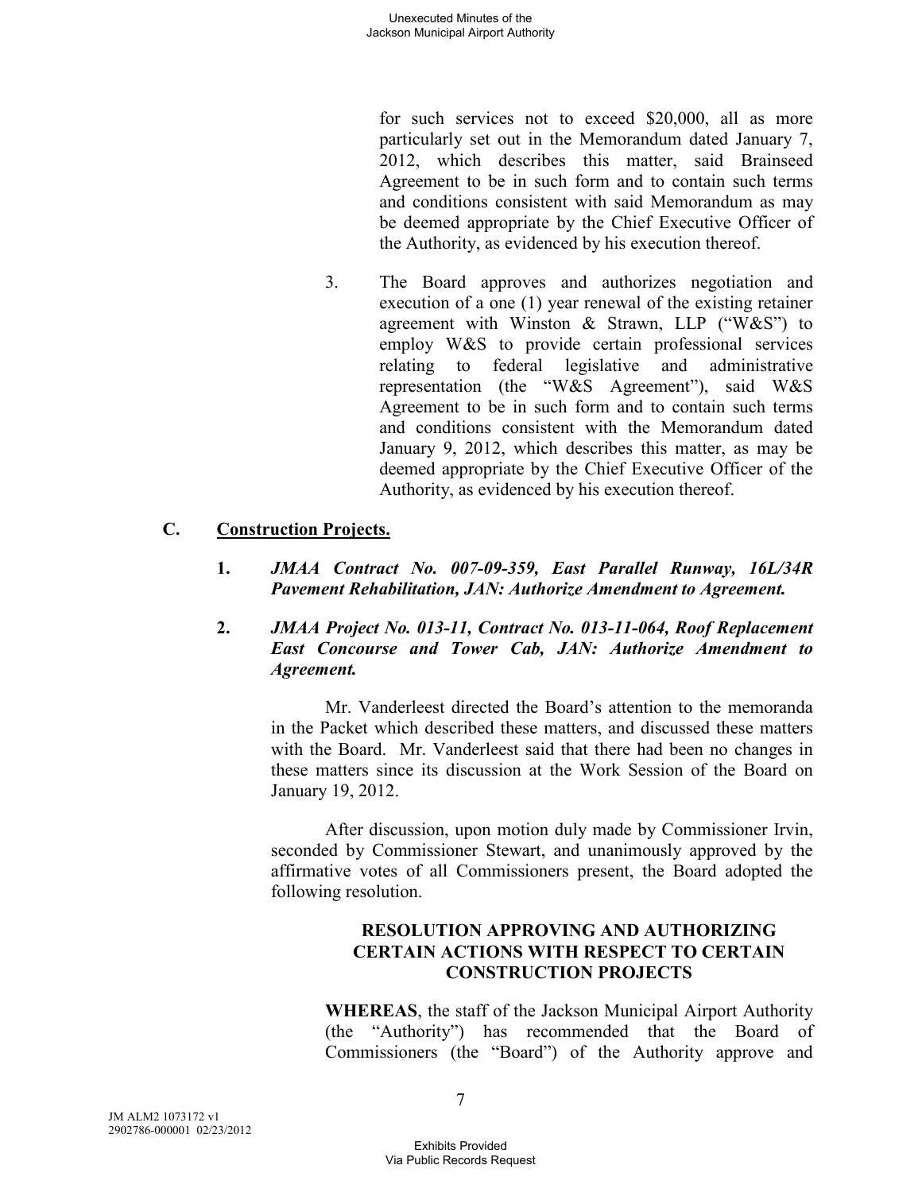for such services not to exceed $20,000, all as more particularly set out in the Memorandum dated January 7, 2012, which describes this matter, said Brainseed Agreement to be in such form and to contain such terms and conditions consistent with said Memorandum as may be deemed appropriate by the Chief Executive Officer of the Authority, as evidenced by his execution thereof.

3. The Board approves and authorizes negotiation and execution of a one (1) year renewal of the existing retainer agreement with Winston & Strawn, LLP ("W&S") to employ W&S to provide certain professional services relating to federal legislative and administrative representation (the "W&S Agreement"), said W&S Agreement to be in such form and to contain such terms and conditions consistent with the Memorandum dated January 9, 2012, which describes this matter, as may be deemed appropriate by the Chief Executive Officer of the Authority, as evidenced by his execution thereof.

## C. Construction Projects.

**1.** ***JMAA Contract No. 007-09-359, East Parallel Runway, 16L/34R Pavement Rehabilitation, JAN: Authorize Amendment to Agreement.***

**2.** ***JMAA Project No. 013-11, Contract No. 013-11-064, Roof Replacement East Concourse and Tower Cab, JAN: Authorize Amendment to Agreement.***

Mr. Vanderleest directed the Board's attention to the memoranda in the Packet which described these matters, and discussed these matters with the Board. Mr. Vanderleest said that there had been no changes in these matters since its discussion at the Work Session of the Board on January 19, 2012.

After discussion, upon motion duly made by Commissioner Irvin, seconded by Commissioner Stewart, and unanimously approved by the affirmative votes of all Commissioners present, the Board adopted the following resolution.

**RESOLUTION APPROVING AND AUTHORIZING CERTAIN ACTIONS WITH RESPECT TO CERTAIN CONSTRUCTION PROJECTS**

**WHEREAS**, the staff of the Jackson Municipal Airport Authority (the "Authority") has recommended that the Board of Commissioners (the "Board") of the Authority approve and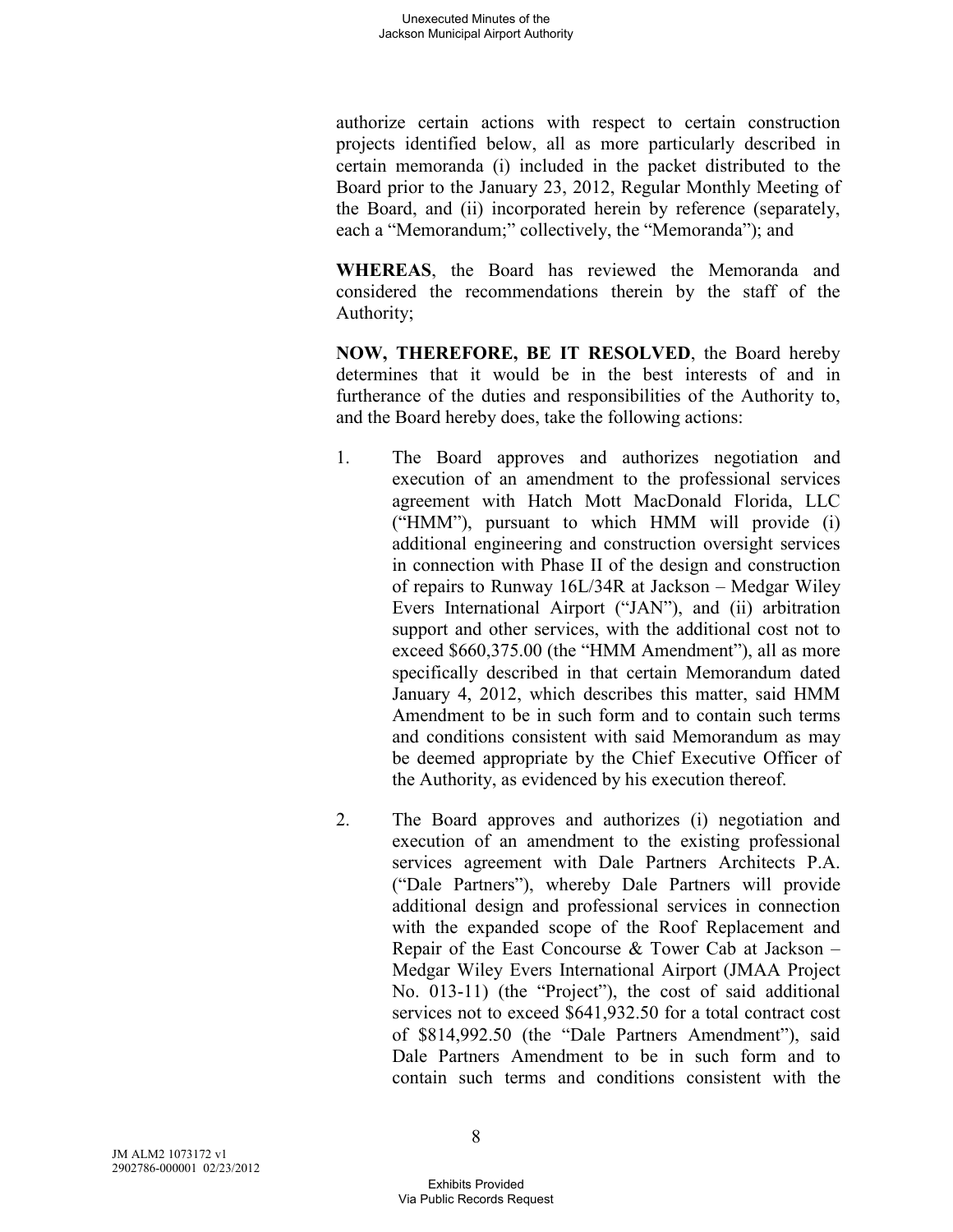authorize certain actions with respect to certain construction projects identified below, all as more particularly described in certain memoranda (i) included in the packet distributed to the Board prior to the January 23, 2012, Regular Monthly Meeting of the Board, and (ii) incorporated herein by reference (separately, each a "Memorandum;" collectively, the "Memoranda"); and

**WHEREAS**, the Board has reviewed the Memoranda and considered the recommendations therein by the staff of the Authority;

**NOW, THEREFORE, BE IT RESOLVED**, the Board hereby determines that it would be in the best interests of and in furtherance of the duties and responsibilities of the Authority to, and the Board hereby does, take the following actions:

1. The Board approves and authorizes negotiation and execution of an amendment to the professional services agreement with Hatch Mott MacDonald Florida, LLC ("HMM"), pursuant to which HMM will provide (i) additional engineering and construction oversight services in connection with Phase II of the design and construction of repairs to Runway 16L/34R at Jackson – Medgar Wiley Evers International Airport ("JAN"), and (ii) arbitration support and other services, with the additional cost not to exceed $660,375.00 (the "HMM Amendment"), all as more specifically described in that certain Memorandum dated January 4, 2012, which describes this matter, said HMM Amendment to be in such form and to contain such terms and conditions consistent with said Memorandum as may be deemed appropriate by the Chief Executive Officer of the Authority, as evidenced by his execution thereof.

2. The Board approves and authorizes (i) negotiation and execution of an amendment to the existing professional services agreement with Dale Partners Architects P.A. ("Dale Partners"), whereby Dale Partners will provide additional design and professional services in connection with the expanded scope of the Roof Replacement and Repair of the East Concourse & Tower Cab at Jackson – Medgar Wiley Evers International Airport (JMAA Project No. 013-11) (the "Project"), the cost of said additional services not to exceed $641,932.50 for a total contract cost of $814,992.50 (the "Dale Partners Amendment"), said Dale Partners Amendment to be in such form and to contain such terms and conditions consistent with the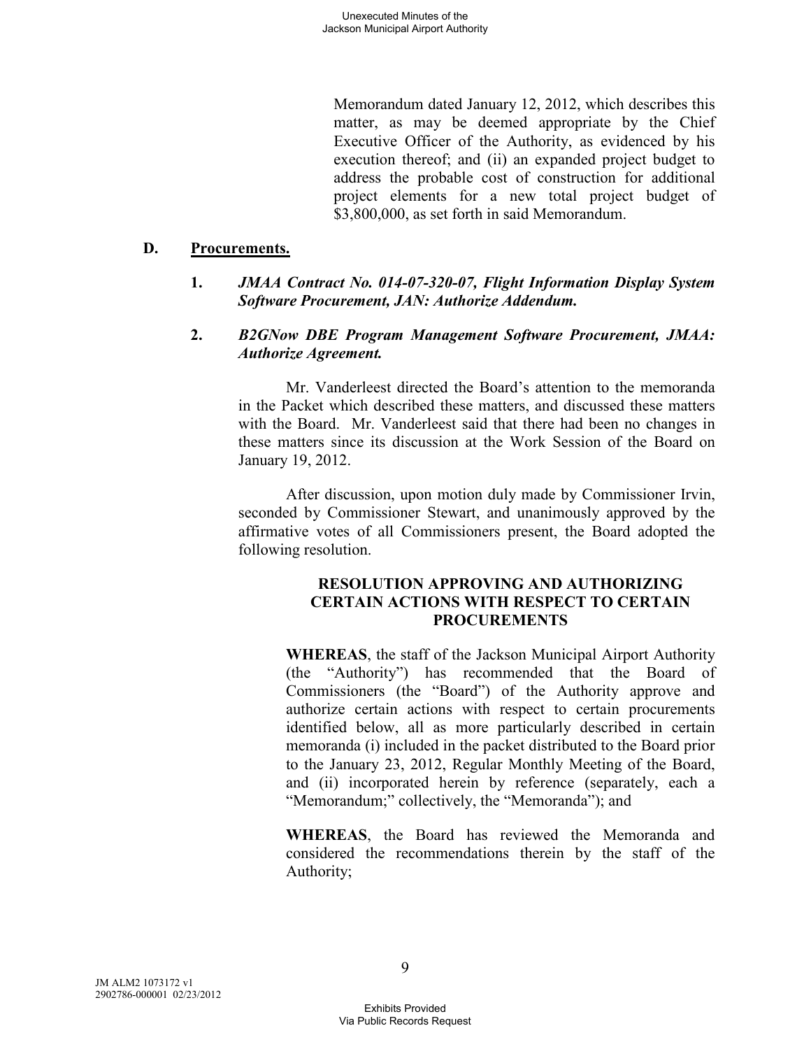Memorandum dated January 12, 2012, which describes this matter, as may be deemed appropriate by the Chief Executive Officer of the Authority, as evidenced by his execution thereof; and (ii) an expanded project budget to address the probable cost of construction for additional project elements for a new total project budget of $3,800,000, as set forth in said Memorandum.

## D. Procurements.

**1.** ***JMAA Contract No. 014-07-320-07, Flight Information Display System Software Procurement, JAN: Authorize Addendum.***

**2.** ***B2GNow DBE Program Management Software Procurement, JMAA: Authorize Agreement.***

Mr. Vanderleest directed the Board's attention to the memoranda in the Packet which described these matters, and discussed these matters with the Board. Mr. Vanderleest said that there had been no changes in these matters since its discussion at the Work Session of the Board on January 19, 2012.

After discussion, upon motion duly made by Commissioner Irvin, seconded by Commissioner Stewart, and unanimously approved by the affirmative votes of all Commissioners present, the Board adopted the following resolution.

**RESOLUTION APPROVING AND AUTHORIZING CERTAIN ACTIONS WITH RESPECT TO CERTAIN PROCUREMENTS**

**WHEREAS**, the staff of the Jackson Municipal Airport Authority (the "Authority") has recommended that the Board of Commissioners (the "Board") of the Authority approve and authorize certain actions with respect to certain procurements identified below, all as more particularly described in certain memoranda (i) included in the packet distributed to the Board prior to the January 23, 2012, Regular Monthly Meeting of the Board, and (ii) incorporated herein by reference (separately, each a "Memorandum;" collectively, the "Memoranda"); and

**WHEREAS**, the Board has reviewed the Memoranda and considered the recommendations therein by the staff of the Authority;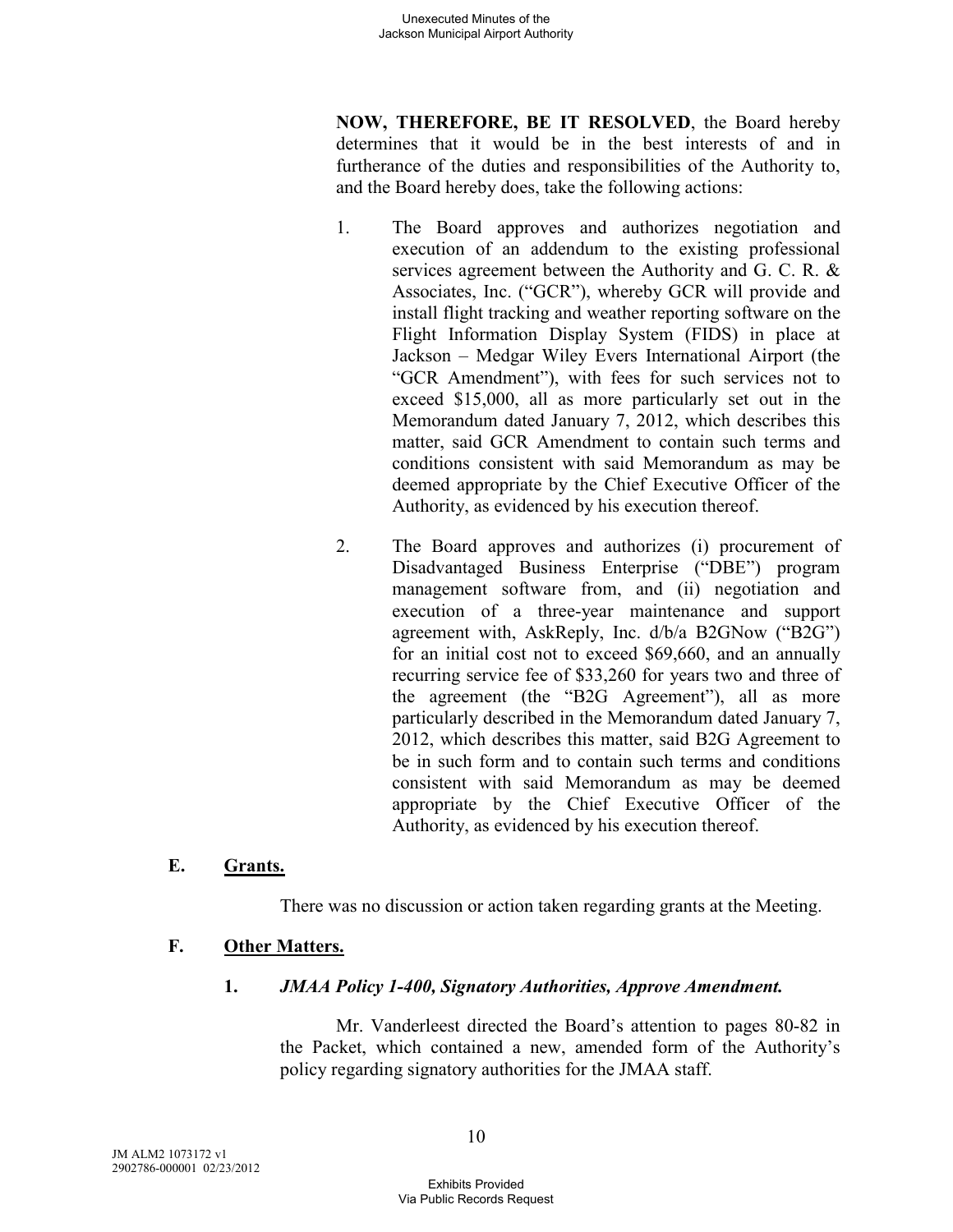**NOW, THEREFORE, BE IT RESOLVED**, the Board hereby determines that it would be in the best interests of and in furtherance of the duties and responsibilities of the Authority to, and the Board hereby does, take the following actions:

1. The Board approves and authorizes negotiation and execution of an addendum to the existing professional services agreement between the Authority and G. C. R. & Associates, Inc. ("GCR"), whereby GCR will provide and install flight tracking and weather reporting software on the Flight Information Display System (FIDS) in place at Jackson – Medgar Wiley Evers International Airport (the "GCR Amendment"), with fees for such services not to exceed $15,000, all as more particularly set out in the Memorandum dated January 7, 2012, which describes this matter, said GCR Amendment to contain such terms and conditions consistent with said Memorandum as may be deemed appropriate by the Chief Executive Officer of the Authority, as evidenced by his execution thereof.

2. The Board approves and authorizes (i) procurement of Disadvantaged Business Enterprise ("DBE") program management software from, and (ii) negotiation and execution of a three-year maintenance and support agreement with, AskReply, Inc. d/b/a B2GNow ("B2G") for an initial cost not to exceed $69,660, and an annually recurring service fee of $33,260 for years two and three of the agreement (the "B2G Agreement"), all as more particularly described in the Memorandum dated January 7, 2012, which describes this matter, said B2G Agreement to be in such form and to contain such terms and conditions consistent with said Memorandum as may be deemed appropriate by the Chief Executive Officer of the Authority, as evidenced by his execution thereof.

## E. Grants.

There was no discussion or action taken regarding grants at the Meeting.

## F. Other Matters.

### 1. *JMAA Policy 1-400, Signatory Authorities, Approve Amendment.*

Mr. Vanderleest directed the Board's attention to pages 80-82 in the Packet, which contained a new, amended form of the Authority's policy regarding signatory authorities for the JMAA staff.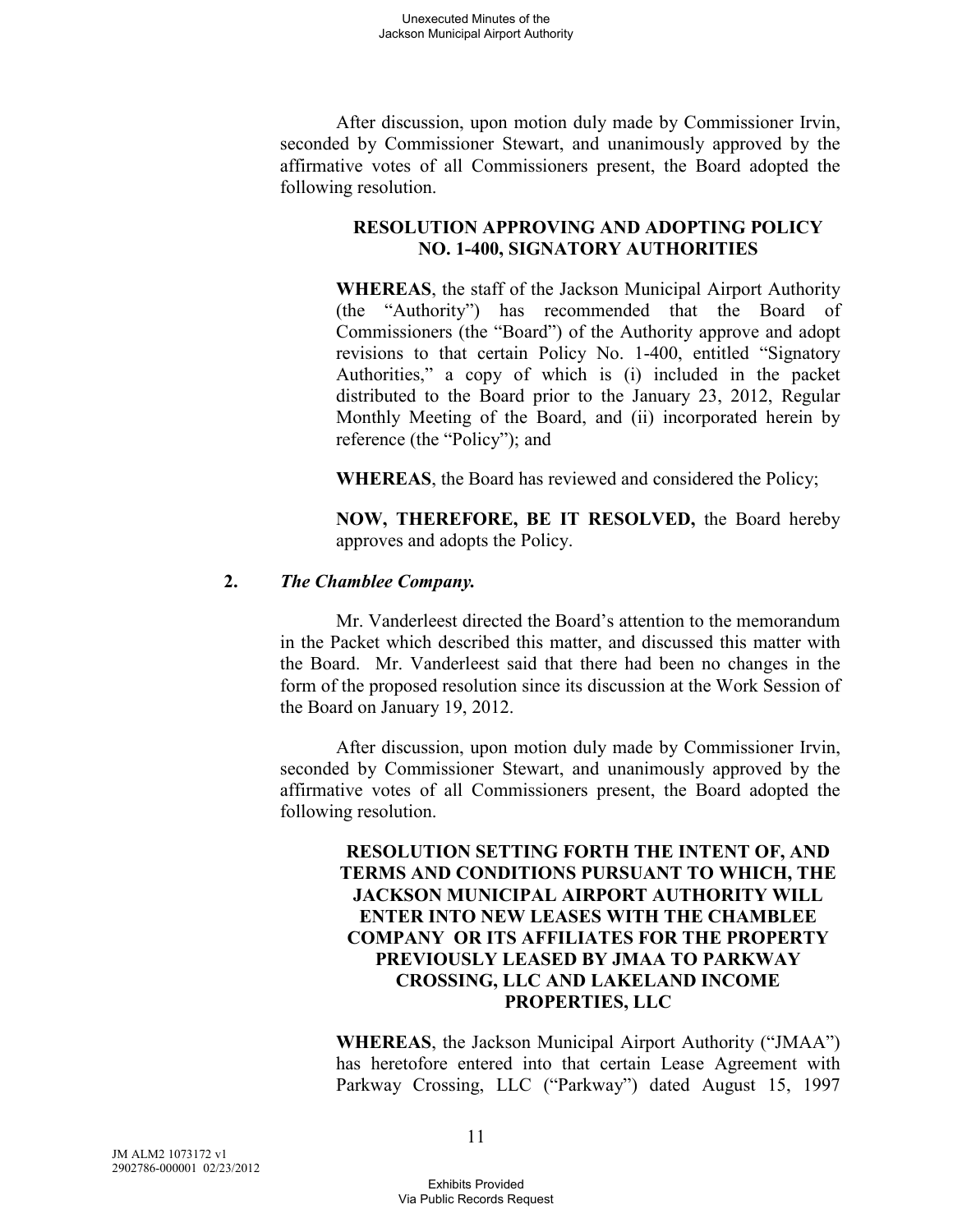After discussion, upon motion duly made by Commissioner Irvin, seconded by Commissioner Stewart, and unanimously approved by the affirmative votes of all Commissioners present, the Board adopted the following resolution.

**RESOLUTION APPROVING AND ADOPTING POLICY NO. 1-400, SIGNATORY AUTHORITIES**

**WHEREAS**, the staff of the Jackson Municipal Airport Authority (the "Authority") has recommended that the Board of Commissioners (the "Board") of the Authority approve and adopt revisions to that certain Policy No. 1-400, entitled "Signatory Authorities," a copy of which is (i) included in the packet distributed to the Board prior to the January 23, 2012, Regular Monthly Meeting of the Board, and (ii) incorporated herein by reference (the "Policy"); and

**WHEREAS**, the Board has reviewed and considered the Policy;

**NOW, THEREFORE, BE IT RESOLVED,** the Board hereby approves and adopts the Policy.

**2.** ***The Chamblee Company.***

Mr. Vanderleest directed the Board's attention to the memorandum in the Packet which described this matter, and discussed this matter with the Board. Mr. Vanderleest said that there had been no changes in the form of the proposed resolution since its discussion at the Work Session of the Board on January 19, 2012.

After discussion, upon motion duly made by Commissioner Irvin, seconded by Commissioner Stewart, and unanimously approved by the affirmative votes of all Commissioners present, the Board adopted the following resolution.

**RESOLUTION SETTING FORTH THE INTENT OF, AND TERMS AND CONDITIONS PURSUANT TO WHICH, THE JACKSON MUNICIPAL AIRPORT AUTHORITY WILL ENTER INTO NEW LEASES WITH THE CHAMBLEE COMPANY OR ITS AFFILIATES FOR THE PROPERTY PREVIOUSLY LEASED BY JMAA TO PARKWAY CROSSING, LLC AND LAKELAND INCOME PROPERTIES, LLC**

**WHEREAS**, the Jackson Municipal Airport Authority ("JMAA") has heretofore entered into that certain Lease Agreement with Parkway Crossing, LLC ("Parkway") dated August 15, 1997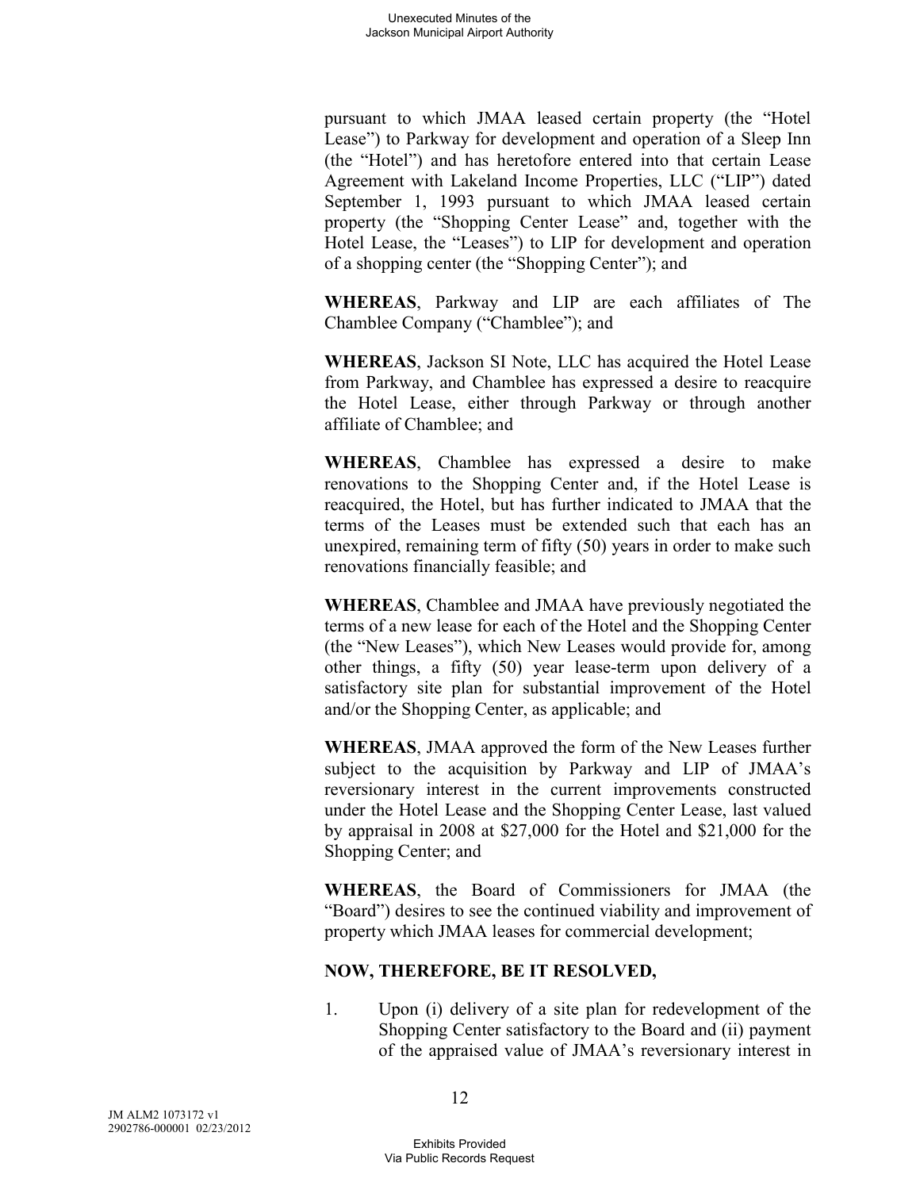pursuant to which JMAA leased certain property (the "Hotel Lease") to Parkway for development and operation of a Sleep Inn (the "Hotel") and has heretofore entered into that certain Lease Agreement with Lakeland Income Properties, LLC ("LIP") dated September 1, 1993 pursuant to which JMAA leased certain property (the "Shopping Center Lease" and, together with the Hotel Lease, the "Leases") to LIP for development and operation of a shopping center (the "Shopping Center"); and

**WHEREAS**, Parkway and LIP are each affiliates of The Chamblee Company ("Chamblee"); and

**WHEREAS**, Jackson SI Note, LLC has acquired the Hotel Lease from Parkway, and Chamblee has expressed a desire to reacquire the Hotel Lease, either through Parkway or through another affiliate of Chamblee; and

**WHEREAS**, Chamblee has expressed a desire to make renovations to the Shopping Center and, if the Hotel Lease is reacquired, the Hotel, but has further indicated to JMAA that the terms of the Leases must be extended such that each has an unexpired, remaining term of fifty (50) years in order to make such renovations financially feasible; and

**WHEREAS**, Chamblee and JMAA have previously negotiated the terms of a new lease for each of the Hotel and the Shopping Center (the "New Leases"), which New Leases would provide for, among other things, a fifty (50) year lease-term upon delivery of a satisfactory site plan for substantial improvement of the Hotel and/or the Shopping Center, as applicable; and

**WHEREAS**, JMAA approved the form of the New Leases further subject to the acquisition by Parkway and LIP of JMAA's reversionary interest in the current improvements constructed under the Hotel Lease and the Shopping Center Lease, last valued by appraisal in 2008 at $27,000 for the Hotel and $21,000 for the Shopping Center; and

**WHEREAS**, the Board of Commissioners for JMAA (the "Board") desires to see the continued viability and improvement of property which JMAA leases for commercial development;

**NOW, THEREFORE, BE IT RESOLVED,**

1. Upon (i) delivery of a site plan for redevelopment of the Shopping Center satisfactory to the Board and (ii) payment of the appraised value of JMAA's reversionary interest in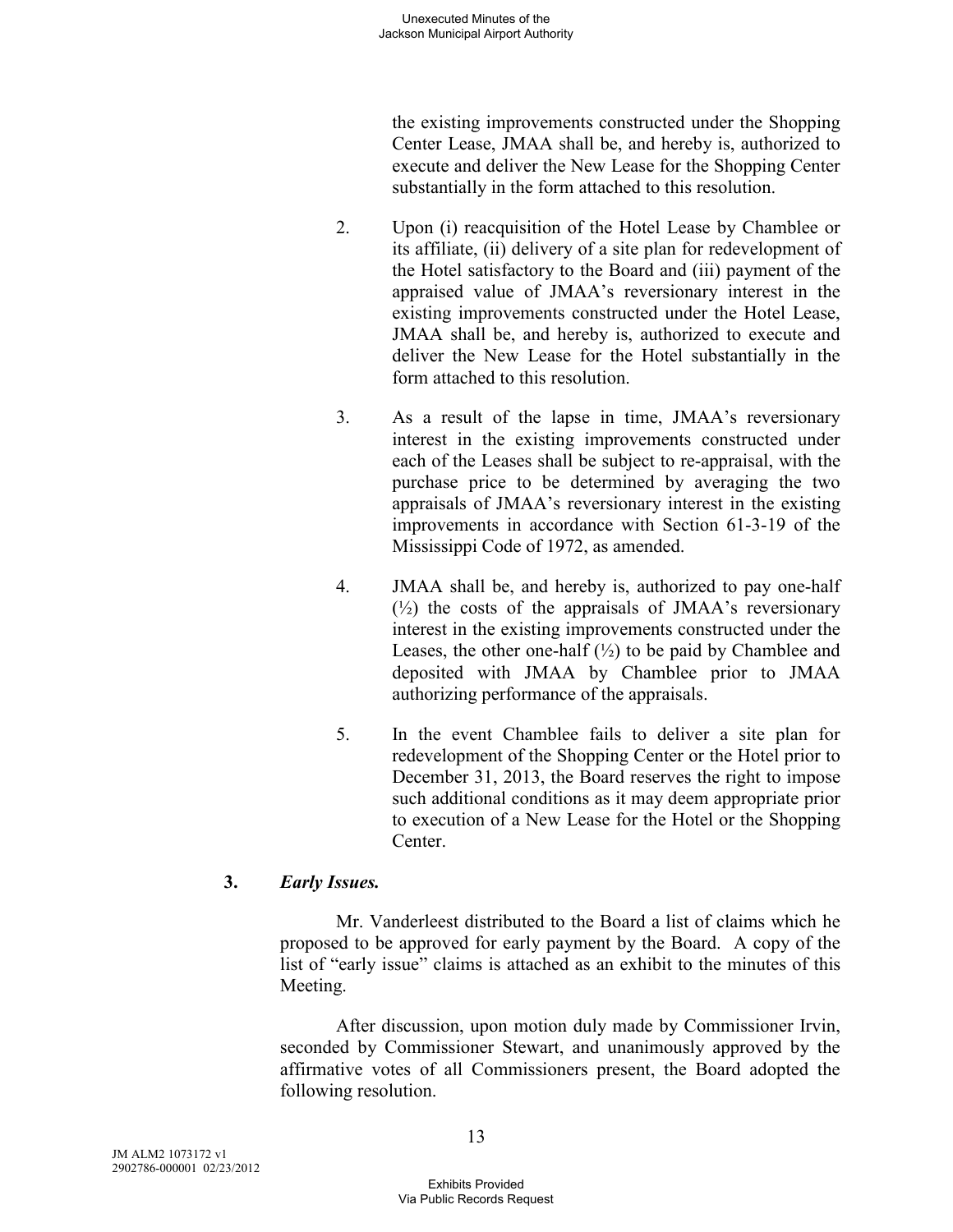the existing improvements constructed under the Shopping Center Lease, JMAA shall be, and hereby is, authorized to execute and deliver the New Lease for the Shopping Center substantially in the form attached to this resolution.

2. Upon (i) reacquisition of the Hotel Lease by Chamblee or its affiliate, (ii) delivery of a site plan for redevelopment of the Hotel satisfactory to the Board and (iii) payment of the appraised value of JMAA's reversionary interest in the existing improvements constructed under the Hotel Lease, JMAA shall be, and hereby is, authorized to execute and deliver the New Lease for the Hotel substantially in the form attached to this resolution.

3. As a result of the lapse in time, JMAA's reversionary interest in the existing improvements constructed under each of the Leases shall be subject to re-appraisal, with the purchase price to be determined by averaging the two appraisals of JMAA's reversionary interest in the existing improvements in accordance with Section 61-3-19 of the Mississippi Code of 1972, as amended.

4. JMAA shall be, and hereby is, authorized to pay one-half (½) the costs of the appraisals of JMAA's reversionary interest in the existing improvements constructed under the Leases, the other one-half (½) to be paid by Chamblee and deposited with JMAA by Chamblee prior to JMAA authorizing performance of the appraisals.

5. In the event Chamblee fails to deliver a site plan for redevelopment of the Shopping Center or the Hotel prior to December 31, 2013, the Board reserves the right to impose such additional conditions as it may deem appropriate prior to execution of a New Lease for the Hotel or the Shopping Center.

**3.** ***Early Issues.***

Mr. Vanderleest distributed to the Board a list of claims which he proposed to be approved for early payment by the Board. A copy of the list of "early issue" claims is attached as an exhibit to the minutes of this Meeting.

After discussion, upon motion duly made by Commissioner Irvin, seconded by Commissioner Stewart, and unanimously approved by the affirmative votes of all Commissioners present, the Board adopted the following resolution.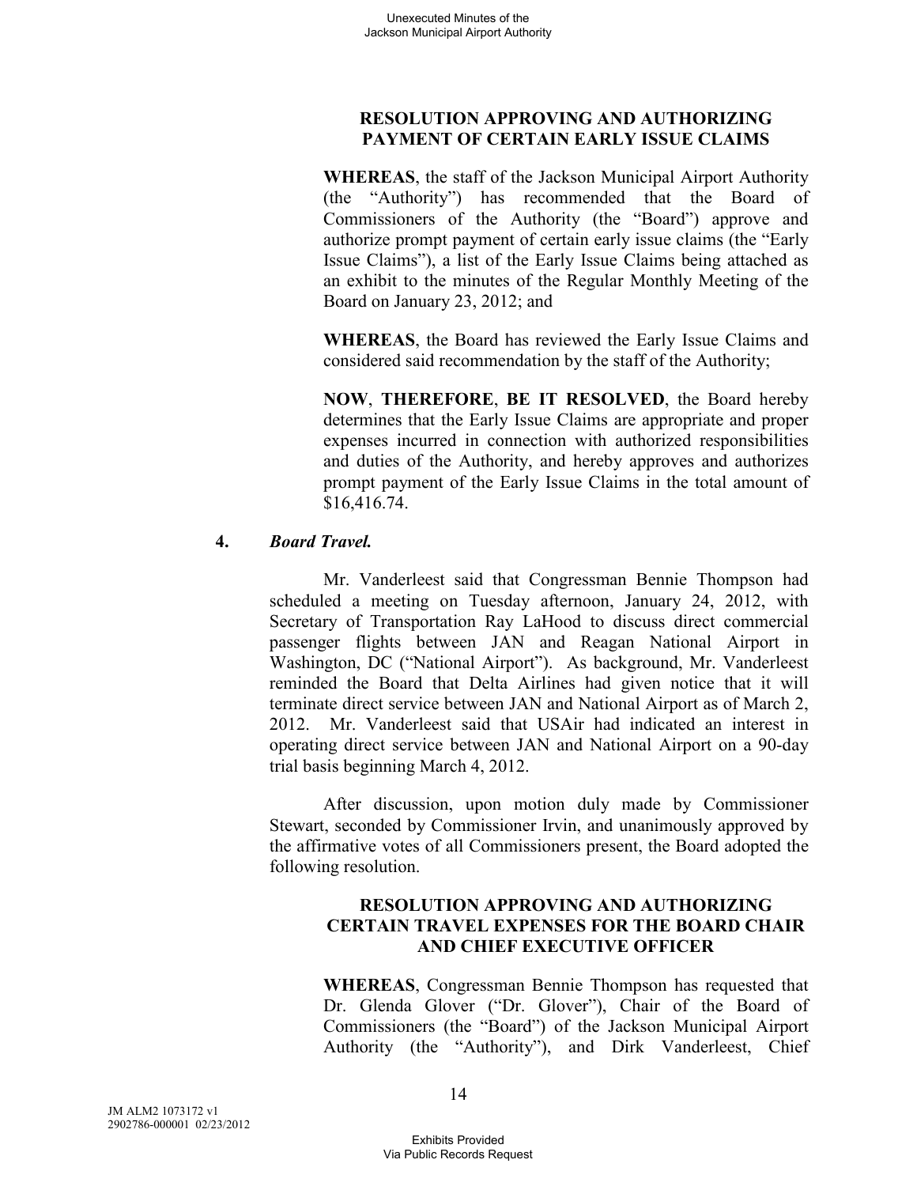**RESOLUTION APPROVING AND AUTHORIZING PAYMENT OF CERTAIN EARLY ISSUE CLAIMS**

**WHEREAS**, the staff of the Jackson Municipal Airport Authority (the "Authority") has recommended that the Board of Commissioners of the Authority (the "Board") approve and authorize prompt payment of certain early issue claims (the "Early Issue Claims"), a list of the Early Issue Claims being attached as an exhibit to the minutes of the Regular Monthly Meeting of the Board on January 23, 2012; and

**WHEREAS**, the Board has reviewed the Early Issue Claims and considered said recommendation by the staff of the Authority;

**NOW**, **THEREFORE**, **BE IT RESOLVED**, the Board hereby determines that the Early Issue Claims are appropriate and proper expenses incurred in connection with authorized responsibilities and duties of the Authority, and hereby approves and authorizes prompt payment of the Early Issue Claims in the total amount of $16,416.74.

**4.** ***Board Travel.***

Mr. Vanderleest said that Congressman Bennie Thompson had scheduled a meeting on Tuesday afternoon, January 24, 2012, with Secretary of Transportation Ray LaHood to discuss direct commercial passenger flights between JAN and Reagan National Airport in Washington, DC ("National Airport"). As background, Mr. Vanderleest reminded the Board that Delta Airlines had given notice that it will terminate direct service between JAN and National Airport as of March 2, 2012. Mr. Vanderleest said that USAir had indicated an interest in operating direct service between JAN and National Airport on a 90-day trial basis beginning March 4, 2012.

After discussion, upon motion duly made by Commissioner Stewart, seconded by Commissioner Irvin, and unanimously approved by the affirmative votes of all Commissioners present, the Board adopted the following resolution.

**RESOLUTION APPROVING AND AUTHORIZING CERTAIN TRAVEL EXPENSES FOR THE BOARD CHAIR AND CHIEF EXECUTIVE OFFICER**

**WHEREAS**, Congressman Bennie Thompson has requested that Dr. Glenda Glover ("Dr. Glover"), Chair of the Board of Commissioners (the "Board") of the Jackson Municipal Airport Authority (the "Authority"), and Dirk Vanderleest, Chief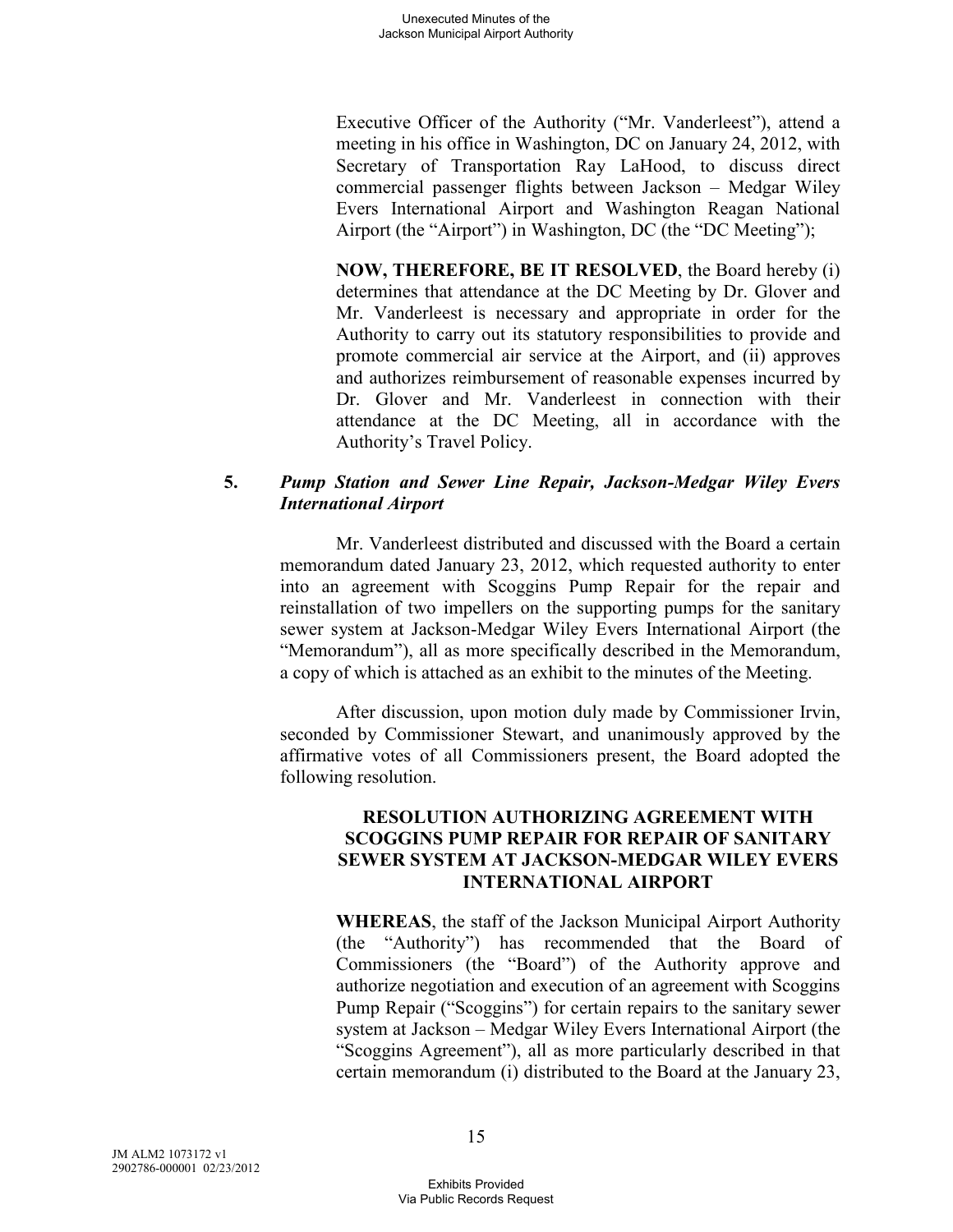Executive Officer of the Authority ("Mr. Vanderleest"), attend a meeting in his office in Washington, DC on January 24, 2012, with Secretary of Transportation Ray LaHood, to discuss direct commercial passenger flights between Jackson – Medgar Wiley Evers International Airport and Washington Reagan National Airport (the "Airport") in Washington, DC (the "DC Meeting");

**NOW, THEREFORE, BE IT RESOLVED**, the Board hereby (i) determines that attendance at the DC Meeting by Dr. Glover and Mr. Vanderleest is necessary and appropriate in order for the Authority to carry out its statutory responsibilities to provide and promote commercial air service at the Airport, and (ii) approves and authorizes reimbursement of reasonable expenses incurred by Dr. Glover and Mr. Vanderleest in connection with their attendance at the DC Meeting, all in accordance with the Authority's Travel Policy.

**5. *Pump Station and Sewer Line Repair, Jackson-Medgar Wiley Evers International Airport***

Mr. Vanderleest distributed and discussed with the Board a certain memorandum dated January 23, 2012, which requested authority to enter into an agreement with Scoggins Pump Repair for the repair and reinstallation of two impellers on the supporting pumps for the sanitary sewer system at Jackson-Medgar Wiley Evers International Airport (the "Memorandum"), all as more specifically described in the Memorandum, a copy of which is attached as an exhibit to the minutes of the Meeting.

After discussion, upon motion duly made by Commissioner Irvin, seconded by Commissioner Stewart, and unanimously approved by the affirmative votes of all Commissioners present, the Board adopted the following resolution.

**RESOLUTION AUTHORIZING AGREEMENT WITH SCOGGINS PUMP REPAIR FOR REPAIR OF SANITARY SEWER SYSTEM AT JACKSON-MEDGAR WILEY EVERS INTERNATIONAL AIRPORT**

**WHEREAS**, the staff of the Jackson Municipal Airport Authority (the "Authority") has recommended that the Board of Commissioners (the "Board") of the Authority approve and authorize negotiation and execution of an agreement with Scoggins Pump Repair ("Scoggins") for certain repairs to the sanitary sewer system at Jackson – Medgar Wiley Evers International Airport (the "Scoggins Agreement"), all as more particularly described in that certain memorandum (i) distributed to the Board at the January 23,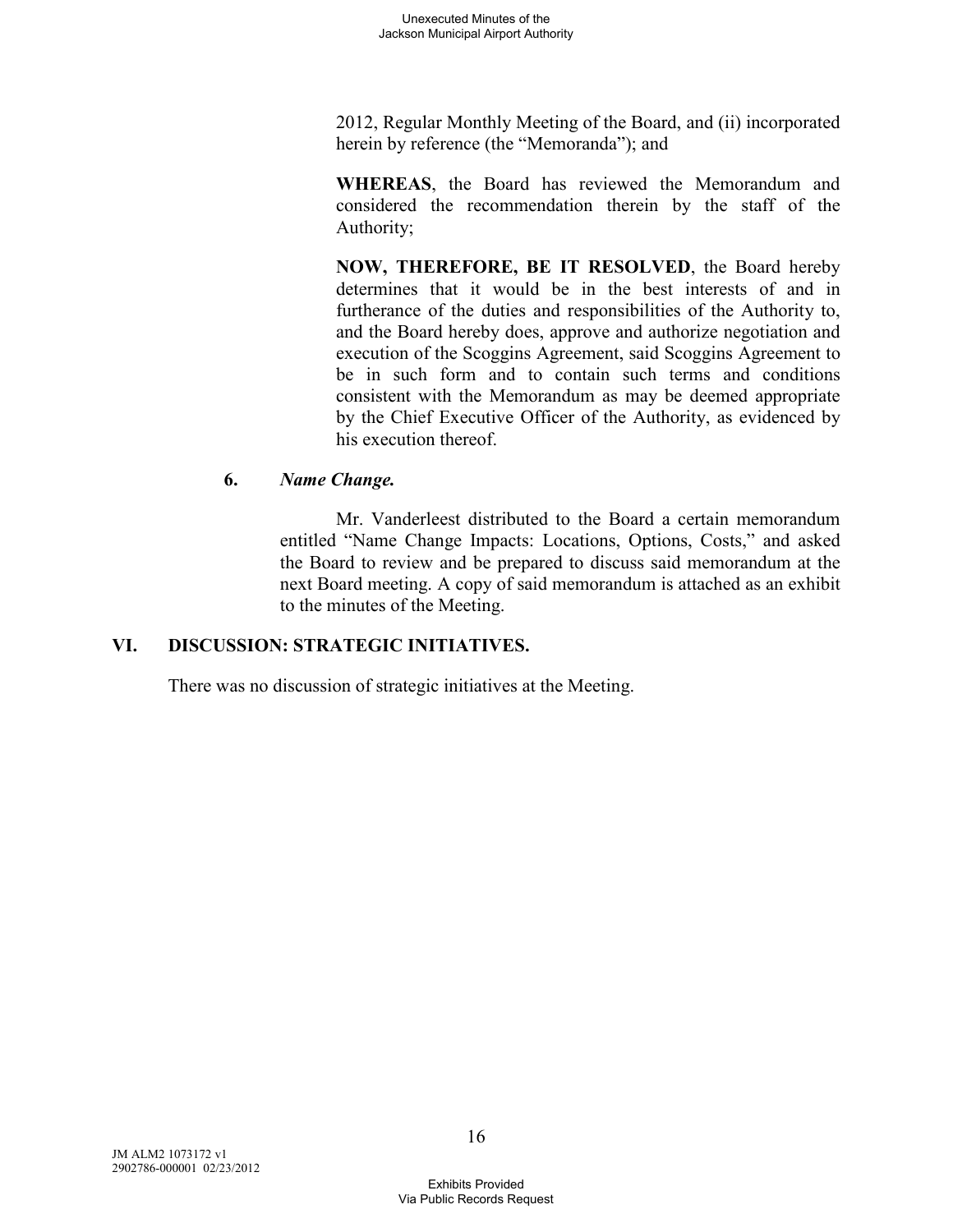2012, Regular Monthly Meeting of the Board, and (ii) incorporated herein by reference (the "Memoranda"); and

**WHEREAS**, the Board has reviewed the Memorandum and considered the recommendation therein by the staff of the Authority;

**NOW, THEREFORE, BE IT RESOLVED**, the Board hereby determines that it would be in the best interests of and in furtherance of the duties and responsibilities of the Authority to, and the Board hereby does, approve and authorize negotiation and execution of the Scoggins Agreement, said Scoggins Agreement to be in such form and to contain such terms and conditions consistent with the Memorandum as may be deemed appropriate by the Chief Executive Officer of the Authority, as evidenced by his execution thereof.

**6.** ***Name Change.***

Mr. Vanderleest distributed to the Board a certain memorandum entitled "Name Change Impacts: Locations, Options, Costs," and asked the Board to review and be prepared to discuss said memorandum at the next Board meeting. A copy of said memorandum is attached as an exhibit to the minutes of the Meeting.

## VI. DISCUSSION: STRATEGIC INITIATIVES.

There was no discussion of strategic initiatives at the Meeting.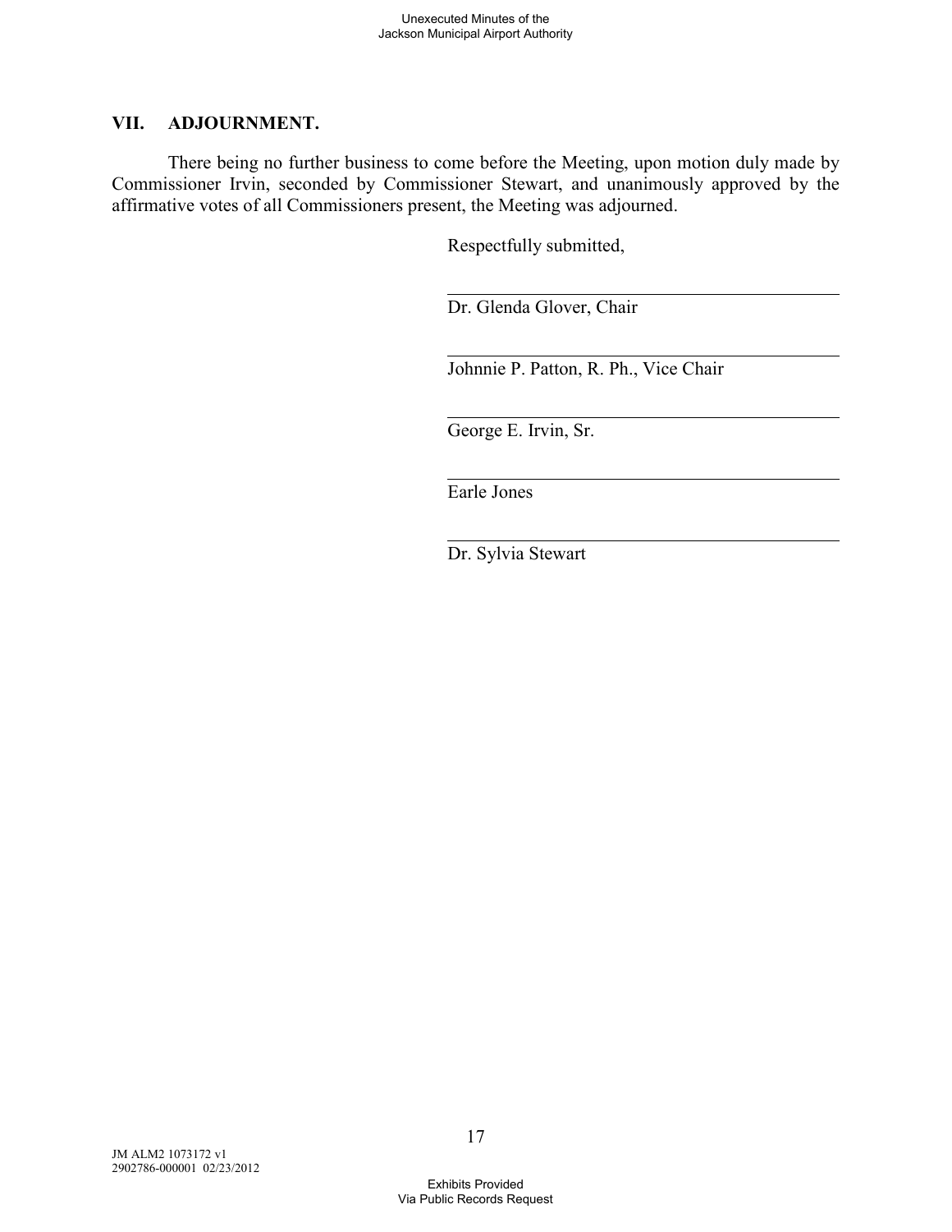## VII. ADJOURNMENT.

There being no further business to come before the Meeting, upon motion duly made by Commissioner Irvin, seconded by Commissioner Stewart, and unanimously approved by the affirmative votes of all Commissioners present, the Meeting was adjourned.

Respectfully submitted,

\_\_\_\_\_\_\_\_\_\_\_\_\_\_\_\_\_\_\_\_\_\_\_\_\_\_\_\_\_\_\_\_\_\_\_\_\_\_\_\_

Dr. Glenda Glover, Chair

\_\_\_\_\_\_\_\_\_\_\_\_\_\_\_\_\_\_\_\_\_\_\_\_\_\_\_\_\_\_\_\_\_\_\_\_\_\_\_\_

Johnnie P. Patton, R. Ph., Vice Chair

\_\_\_\_\_\_\_\_\_\_\_\_\_\_\_\_\_\_\_\_\_\_\_\_\_\_\_\_\_\_\_\_\_\_\_\_\_\_\_\_

George E. Irvin, Sr.

\_\_\_\_\_\_\_\_\_\_\_\_\_\_\_\_\_\_\_\_\_\_\_\_\_\_\_\_\_\_\_\_\_\_\_\_\_\_\_\_

Earle Jones

\_\_\_\_\_\_\_\_\_\_\_\_\_\_\_\_\_\_\_\_\_\_\_\_\_\_\_\_\_\_\_\_\_\_\_\_\_\_\_\_

Dr. Sylvia Stewart

JM ALM2 1073172 v1
2902786-000001 02/23/2012